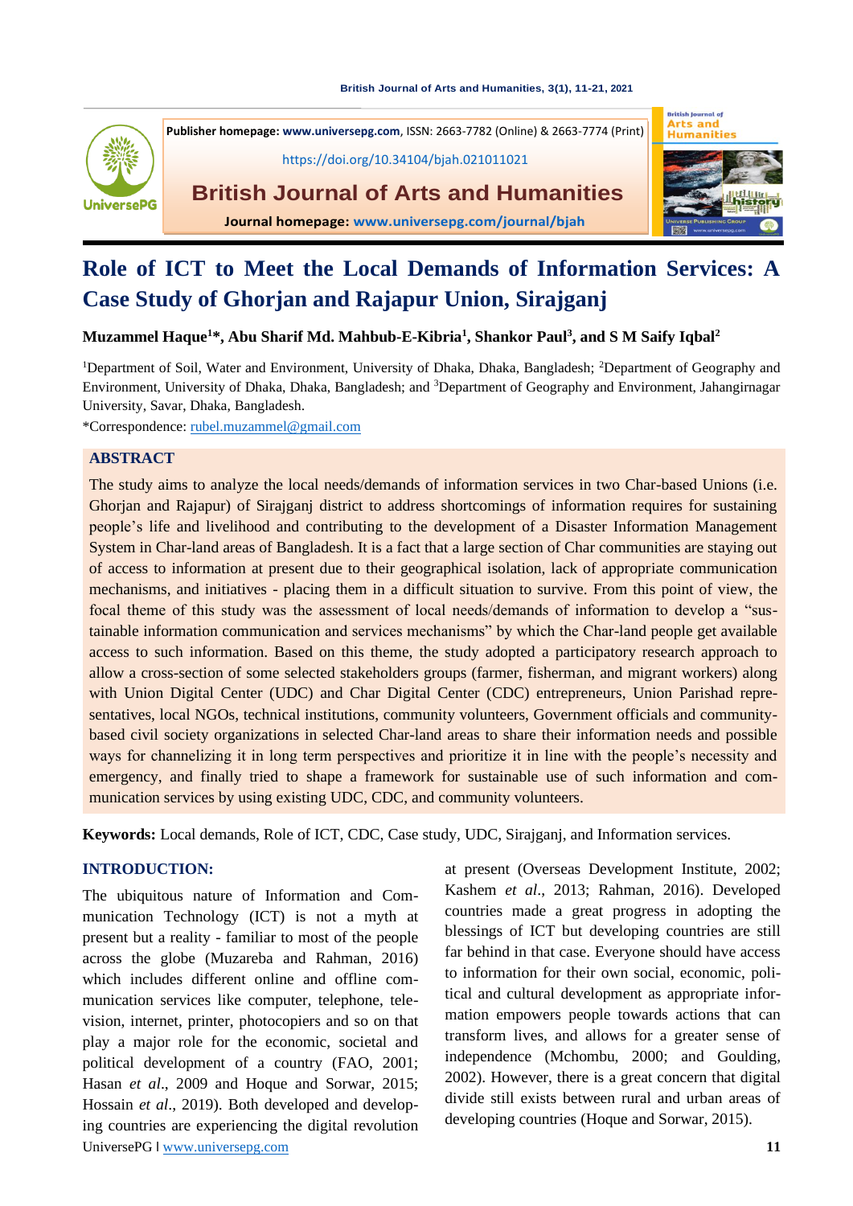Publisher homepage: www.universepg.com, ISSN: 2663-7782 (Online) & 2663-7774 (Print)

https://doi.org/10.34104/bjah.021011021

**British Journal of Arts and Humanities**

Journal homepage: www.universepg.com/journal/bjah

# Role of ICT to Meet the Local Demands of Information Services: A Case Study of Ghorjan and Rajapur Union, Sirajganj

**Muzammel Haque[1]*, Abu Sharif Md. Mahbub-E-Kibria[1], Shankor Paul[3], and S M Saify Iqbal[2]**

[1]Department of Soil, Water and Environment, University of Dhaka, Dhaka, Bangladesh; [2]Department of Geography and Environment, University of Dhaka, Dhaka, Bangladesh; and [3]Department of Geography and Environment, Jahangirnagar University, Savar, Dhaka, Bangladesh.

*Correspondence: rubel.muzammel@gmail.com

## ABSTRACT

The study aims to analyze the local needs/demands of information services in two Char-based Unions (i.e. Ghorjan and Rajapur) of Sirajganj district to address shortcomings of information requires for sustaining people's life and livelihood and contributing to the development of a Disaster Information Management System in Char-land areas of Bangladesh. It is a fact that a large section of Char communities are staying out of access to information at present due to their geographical isolation, lack of appropriate communication mechanisms, and initiatives - placing them in a difficult situation to survive. From this point of view, the focal theme of this study was the assessment of local needs/demands of information to develop a "sustainable information communication and services mechanisms" by which the Char-land people get available access to such information. Based on this theme, the study adopted a participatory research approach to allow a cross-section of some selected stakeholders groups (farmer, fisherman, and migrant workers) along with Union Digital Center (UDC) and Char Digital Center (CDC) entrepreneurs, Union Parishad representatives, local NGOs, technical institutions, community volunteers, Government officials and community-based civil society organizations in selected Char-land areas to share their information needs and possible ways for channelizing it in long term perspectives and prioritize it in line with the people's necessity and emergency, and finally tried to shape a framework for sustainable use of such information and communication services by using existing UDC, CDC, and community volunteers.

**Keywords:** Local demands, Role of ICT, CDC, Case study, UDC, Sirajganj, and Information services.

## INTRODUCTION:

The ubiquitous nature of Information and Communication Technology (ICT) is not a myth at present but a reality - familiar to most of the people across the globe (Muzareba and Rahman, 2016) which includes different online and offline communication services like computer, telephone, television, internet, printer, photocopiers and so on that play a major role for the economic, societal and political development of a country (FAO, 2001; Hasan *et al*., 2009 and Hoque and Sorwar, 2015; Hossain *et al*., 2019). Both developed and developing countries are experiencing the digital revolution at present (Overseas Development Institute, 2002; Kashem *et al*., 2013; Rahman, 2016). Developed countries made a great progress in adopting the blessings of ICT but developing countries are still far behind in that case. Everyone should have access to information for their own social, economic, political and cultural development as appropriate information empowers people towards actions that can transform lives, and allows for a greater sense of independence (Mchombu, 2000; and Goulding, 2002). However, there is a great concern that digital divide still exists between rural and urban areas of developing countries (Hoque and Sorwar, 2015).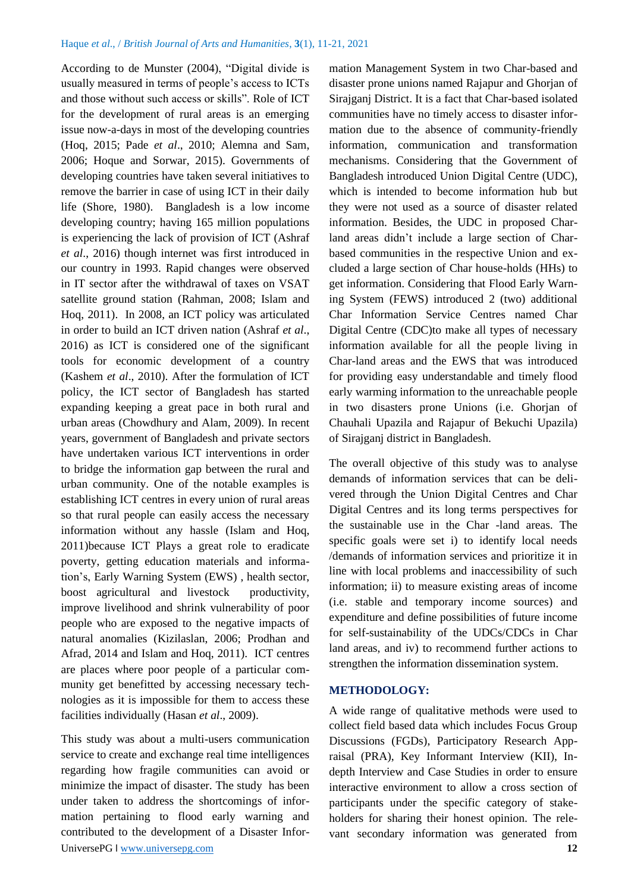According to de Munster (2004), "Digital divide is usually measured in terms of people's access to ICTs and those without such access or skills". Role of ICT for the development of rural areas is an emerging issue now-a-days in most of the developing countries (Hoq, 2015; Pade *et al*., 2010; Alemna and Sam, 2006; Hoque and Sorwar, 2015). Governments of developing countries have taken several initiatives to remove the barrier in case of using ICT in their daily life (Shore, 1980). Bangladesh is a low income developing country; having 165 million populations is experiencing the lack of provision of ICT (Ashraf *et al*., 2016) though internet was first introduced in our country in 1993. Rapid changes were observed in IT sector after the withdrawal of taxes on VSAT satellite ground station (Rahman, 2008; Islam and Hoq, 2011). In 2008, an ICT policy was articulated in order to build an ICT driven nation (Ashraf *et al*., 2016) as ICT is considered one of the significant tools for economic development of a country (Kashem *et al*., 2010). After the formulation of ICT policy, the ICT sector of Bangladesh has started expanding keeping a great pace in both rural and urban areas (Chowdhury and Alam, 2009). In recent years, government of Bangladesh and private sectors have undertaken various ICT interventions in order to bridge the information gap between the rural and urban community. One of the notable examples is establishing ICT centres in every union of rural areas so that rural people can easily access the necessary information without any hassle (Islam and Hoq, 2011)because ICT Plays a great role to eradicate poverty, getting education materials and information's, Early Warning System (EWS) , health sector, boost agricultural and livestock productivity, improve livelihood and shrink vulnerability of poor people who are exposed to the negative impacts of natural anomalies (Kizilaslan, 2006; Prodhan and Afrad, 2014 and Islam and Hoq, 2011). ICT centres are places where poor people of a particular community get benefitted by accessing necessary technologies as it is impossible for them to access these facilities individually (Hasan *et al*., 2009).

This study was about a multi-users communication service to create and exchange real time intelligences regarding how fragile communities can avoid or minimize the impact of disaster. The study has been under taken to address the shortcomings of information pertaining to flood early warning and contributed to the development of a Disaster Information Management System in two Char-based and disaster prone unions named Rajapur and Ghorjan of Sirajganj District. It is a fact that Char-based isolated communities have no timely access to disaster information due to the absence of community-friendly information, communication and transformation mechanisms. Considering that the Government of Bangladesh introduced Union Digital Centre (UDC), which is intended to become information hub but they were not used as a source of disaster related information. Besides, the UDC in proposed Char-land areas didn't include a large section of Char-based communities in the respective Union and excluded a large section of Char house-holds (HHs) to get information. Considering that Flood Early Warning System (FEWS) introduced 2 (two) additional Char Information Service Centres named Char Digital Centre (CDC)to make all types of necessary information available for all the people living in Char-land areas and the EWS that was introduced for providing easy understandable and timely flood early warming information to the unreachable people in two disasters prone Unions (i.e. Ghorjan of Chauhali Upazila and Rajapur of Bekuchi Upazila) of Sirajganj district in Bangladesh.

The overall objective of this study was to analyse demands of information services that can be delivered through the Union Digital Centres and Char Digital Centres and its long terms perspectives for the sustainable use in the Char -land areas. The specific goals were set i) to identify local needs /demands of information services and prioritize it in line with local problems and inaccessibility of such information; ii) to measure existing areas of income (i.e. stable and temporary income sources) and expenditure and define possibilities of future income for self-sustainability of the UDCs/CDCs in Char land areas, and iv) to recommend further actions to strengthen the information dissemination system.

## METHODOLOGY:

A wide range of qualitative methods were used to collect field based data which includes Focus Group Discussions (FGDs), Participatory Research Appraisal (PRA), Key Informant Interview (KII), In-depth Interview and Case Studies in order to ensure interactive environment to allow a cross section of participants under the specific category of stakeholders for sharing their honest opinion. The relevant secondary information was generated from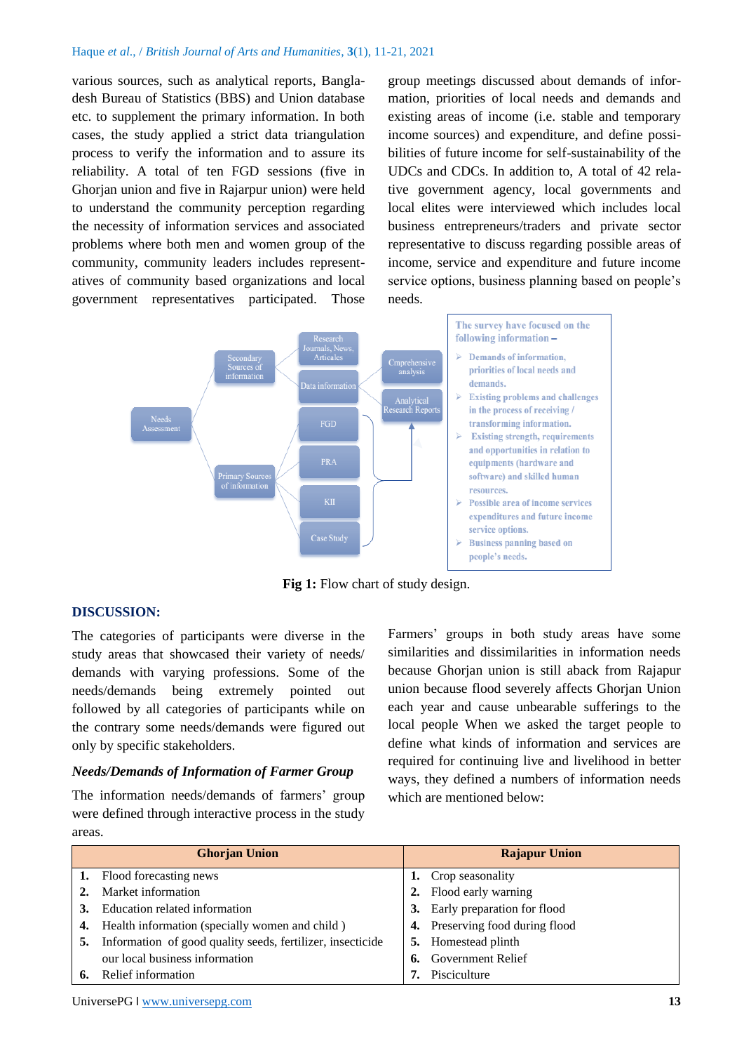various sources, such as analytical reports, Bangladesh Bureau of Statistics (BBS) and Union database etc. to supplement the primary information. In both cases, the study applied a strict data triangulation process to verify the information and to assure its reliability. A total of ten FGD sessions (five in Ghorjan union and five in Rajarpur union) were held to understand the community perception regarding the necessity of information services and associated problems where both men and women group of the community, community leaders includes representatives of community based organizations and local government representatives participated. Those group meetings discussed about demands of information, priorities of local needs and demands and existing areas of income (i.e. stable and temporary income sources) and expenditure, and define possibilities of future income for self-sustainability of the UDCs and CDCs. In addition to, A total of 42 relative government agency, local governments and local elites were interviewed which includes local business entrepreneurs/traders and private sector representative to discuss regarding possible areas of income, service and expenditure and future income service options, business planning based on people's needs.

Needs Assessment

Secondary Sources of information

Research Journals, News, Articales

Data information

Comprehensive analysis

Analytical Research Reports

Primary Sources of information

FGD

PRA

KII

Case Study

The survey have focused on the following information –

- Demands of information, priorities of local needs and demands.
- Existing problems and challenges in the process of receiving / transforming information.
- Existing strength, requirements and opportunities in relation to equipments (hardware and software) and skilled human resources.
- Possible area of income services expenditures and future income service options.
- Business panning based on people's needs.

**Fig 1:** Flow chart of study design.

## DISCUSSION:

The categories of participants were diverse in the study areas that showcased their variety of needs/ demands with varying professions. Some of the needs/demands being extremely pointed out followed by all categories of participants while on the contrary some needs/demands were figured out only by specific stakeholders.

### *Needs/Demands of Information of Farmer Group*

The information needs/demands of farmers' group were defined through interactive process in the study areas. Farmers' groups in both study areas have some similarities and dissimilarities in information needs because Ghorjan union is still aback from Rajapur union because flood severely affects Ghorjan Union each year and cause unbearable sufferings to the local people When we asked the target people to define what kinds of information and services are required for continuing live and livelihood in better ways, they defined a numbers of information needs which are mentioned below:

| Ghorjan Union | Rajapur Union |
|---|---|
| **1.** Flood forecasting news | **1.** Crop seasonality |
| **2.** Market information | **2.** Flood early warning |
| **3.** Education related information | **3.** Early preparation for flood |
| **4.** Health information (specially women and child ) | **4.** Preserving food during flood |
| **5.** Information of good quality seeds, fertilizer, insecticide our local business information | **5.** Homestead plinth |
| | **6.** Government Relief |
| **6.** Relief information | **7.** Pisciculture |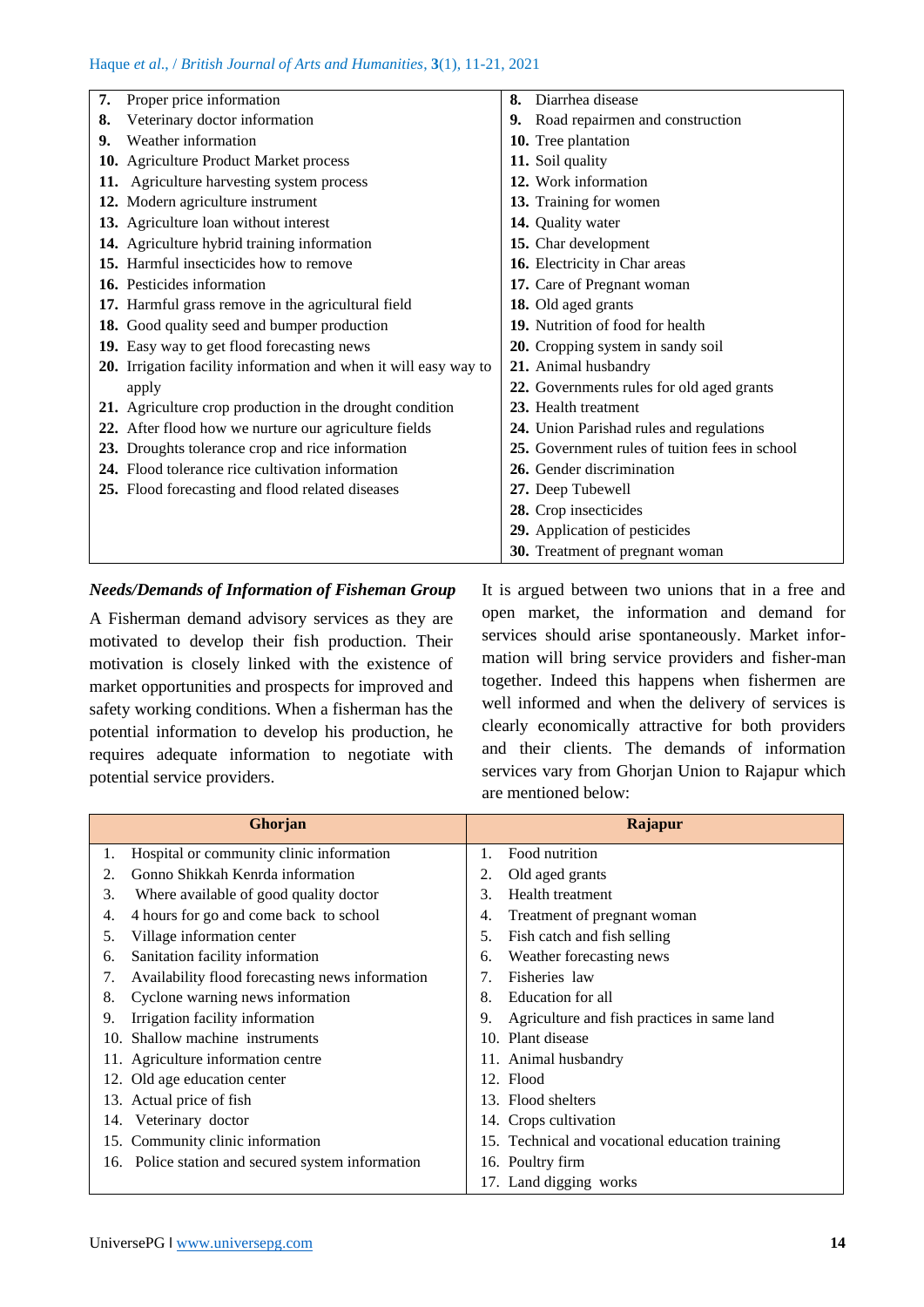| | |
|---|---|
| **7.** Proper price information | **8.** Diarrhea disease |
| **8.** Veterinary doctor information | **9.** Road repairmen and construction |
| **9.** Weather information | **10.** Tree plantation |
| **10.** Agriculture Product Market process | **11.** Soil quality |
| **11.** Agriculture harvesting system process | **12.** Work information |
| **12.** Modern agriculture instrument | **13.** Training for women |
| **13.** Agriculture loan without interest | **14.** Quality water |
| **14.** Agriculture hybrid training information | **15.** Char development |
| **15.** Harmful insecticides how to remove | **16.** Electricity in Char areas |
| **16.** Pesticides information | **17.** Care of Pregnant woman |
| **17.** Harmful grass remove in the agricultural field | **18.** Old aged grants |
| **18.** Good quality seed and bumper production | **19.** Nutrition of food for health |
| **19.** Easy way to get flood forecasting news | **20.** Cropping system in sandy soil |
| **20.** Irrigation facility information and when it will easy way to apply | **21.** Animal husbandry |
| **21.** Agriculture crop production in the drought condition | **22.** Governments rules for old aged grants |
| **22.** After flood how we nurture our agriculture fields | **23.** Health treatment |
| **23.** Droughts tolerance crop and rice information | **24.** Union Parishad rules and regulations |
| **24.** Flood tolerance rice cultivation information | **25.** Government rules of tuition fees in school |
| **25.** Flood forecasting and flood related diseases | **26.** Gender discrimination |
| | **27.** Deep Tubewell |
| | **28.** Crop insecticides |
| | **29.** Application of pesticides |
| | **30.** Treatment of pregnant woman |

### *Needs/Demands of Information of Fisheman Group*

A Fisherman demand advisory services as they are motivated to develop their fish production. Their motivation is closely linked with the existence of market opportunities and prospects for improved and safety working conditions. When a fisherman has the potential information to develop his production, he requires adequate information to negotiate with potential service providers.

It is argued between two unions that in a free and open market, the information and demand for services should arise spontaneously. Market information will bring service providers and fisher-man together. Indeed this happens when fishermen are well informed and when the delivery of services is clearly economically attractive for both providers and their clients. The demands of information services vary from Ghorjan Union to Rajapur which are mentioned below:

| Ghorjan | Rajapur |
|---|---|
| 1. Hospital or community clinic information | 1. Food nutrition |
| 2. Gonno Shikkah Kenrda information | 2. Old aged grants |
| 3. Where available of good quality doctor | 3. Health treatment |
| 4. 4 hours for go and come back to school | 4. Treatment of pregnant woman |
| 5. Village information center | 5. Fish catch and fish selling |
| 6. Sanitation facility information | 6. Weather forecasting news |
| 7. Availability flood forecasting news information | 7. Fisheries law |
| 8. Cyclone warning news information | 8. Education for all |
| 9. Irrigation facility information | 9. Agriculture and fish practices in same land |
| 10. Shallow machine instruments | 10. Plant disease |
| 11. Agriculture information centre | 11. Animal husbandry |
| 12. Old age education center | 12. Flood |
| 13. Actual price of fish | 13. Flood shelters |
| 14. Veterinary doctor | 14. Crops cultivation |
| 15. Community clinic information | 15. Technical and vocational education training |
| 16. Police station and secured system information | 16. Poultry firm |
| | 17. Land digging works |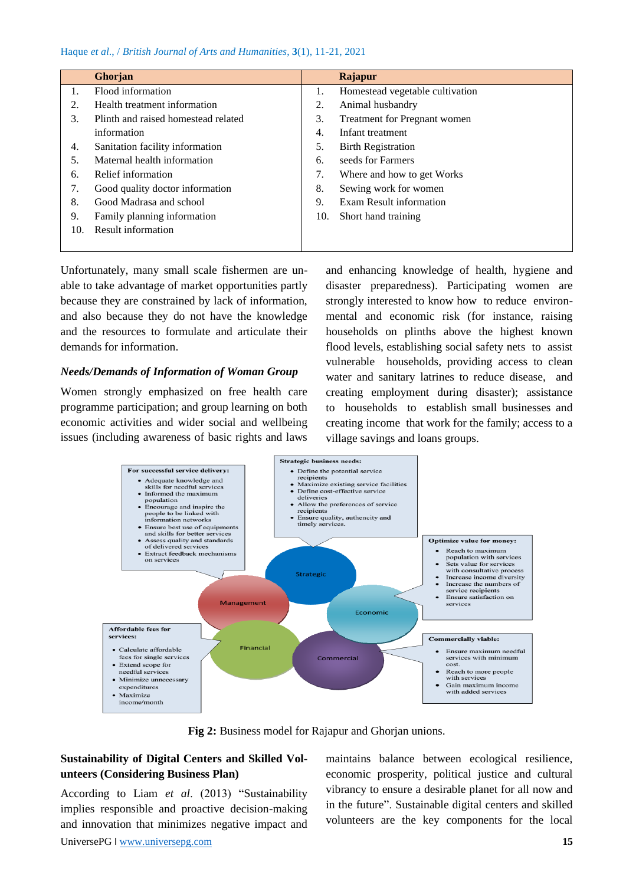| | Ghorjan | | Rajapur |
|---|---|---|---|
| 1. | Flood information | 1. | Homestead vegetable cultivation |
| 2. | Health treatment information | 2. | Animal husbandry |
| 3. | Plinth and raised homestead related information | 3. | Treatment for Pregnant women |
| | | 4. | Infant treatment |
| 4. | Sanitation facility information | 5. | Birth Registration |
| 5. | Maternal health information | 6. | seeds for Farmers |
| 6. | Relief information | 7. | Where and how to get Works |
| 7. | Good quality doctor information | 8. | Sewing work for women |
| 8. | Good Madrasa and school | 9. | Exam Result information |
| 9. | Family planning information | 10. | Short hand training |
| 10. | Result information | | |

Unfortunately, many small scale fishermen are unable to take advantage of market opportunities partly because they are constrained by lack of information, and also because they do not have the knowledge and the resources to formulate and articulate their demands for information.

### *Needs/Demands of Information of Woman Group*

Women strongly emphasized on free health care programme participation; and group learning on both economic activities and wider social and wellbeing issues (including awareness of basic rights and laws and enhancing knowledge of health, hygiene and disaster preparedness). Participating women are strongly interested to know how to reduce environmental and economic risk (for instance, raising households on plinths above the highest known flood levels, establishing social safety nets to assist vulnerable households, providing access to clean water and sanitary latrines to reduce disease, and creating employment during disaster); assistance to households to establish small businesses and creating income that work for the family; access to a village savings and loans groups.

**Fig 2:** Business model for Rajapur and Ghorjan unions.

### Sustainability of Digital Centers and Skilled Volunteers (Considering Business Plan)

According to Liam *et al.* (2013) "Sustainability implies responsible and proactive decision-making and innovation that minimizes negative impact and maintains balance between ecological resilience, economic prosperity, political justice and cultural vibrancy to ensure a desirable planet for all now and in the future". Sustainable digital centers and skilled volunteers are the key components for the local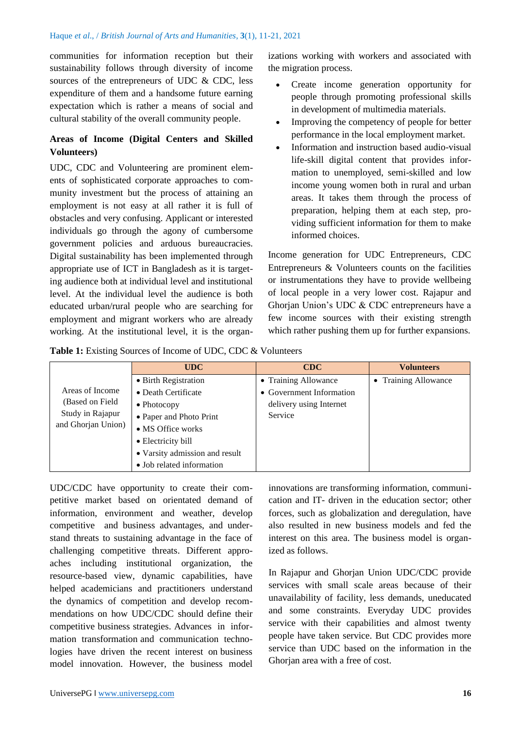communities for information reception but their sustainability follows through diversity of income sources of the entrepreneurs of UDC & CDC, less expenditure of them and a handsome future earning expectation which is rather a means of social and cultural stability of the overall community people.

**Areas of Income (Digital Centers and Skilled Volunteers)**

UDC, CDC and Volunteering are prominent elements of sophisticated corporate approaches to community investment but the process of attaining an employment is not easy at all rather it is full of obstacles and very confusing. Applicant or interested individuals go through the agony of cumbersome government policies and arduous bureaucracies. Digital sustainability has been implemented through appropriate use of ICT in Bangladesh as it is targeting audience both at individual level and institutional level. At the individual level the audience is both educated urban/rural people who are searching for employment and migrant workers who are already working. At the institutional level, it is the organizations working with workers and associated with the migration process.

- Create income generation opportunity for people through promoting professional skills in development of multimedia materials.
- Improving the competency of people for better performance in the local employment market.
- Information and instruction based audio-visual life-skill digital content that provides information to unemployed, semi-skilled and low income young women both in rural and urban areas. It takes them through the process of preparation, helping them at each step, providing sufficient information for them to make informed choices.

Income generation for UDC Entrepreneurs, CDC Entrepreneurs & Volunteers counts on the facilities or instrumentations they have to provide wellbeing of local people in a very lower cost. Rajapur and Ghorjan Union's UDC & CDC entrepreneurs have a few income sources with their existing strength which rather pushing them up for further expansions.

**Table 1:** Existing Sources of Income of UDC, CDC & Volunteers

| | UDC | CDC | Volunteers |
|---|---|---|---|
| Areas of Income (Based on Field Study in Rajapur and Ghorjan Union) | • Birth Registration<br>• Death Certificate<br>• Photocopy<br>• Paper and Photo Print<br>• MS Office works<br>• Electricity bill<br>• Varsity admission and result<br>• Job related information | • Training Allowance<br>• Government Information delivery using Internet Service | • Training Allowance |

UDC/CDC have opportunity to create their competitive market based on orientated demand of information, environment and weather, develop competitive and business advantages, and understand threats to sustaining advantage in the face of challenging competitive threats. Different approaches including institutional organization, the resource-based view, dynamic capabilities, have helped academicians and practitioners understand the dynamics of competition and develop recommendations on how UDC/CDC should define their competitive business strategies. Advances in information transformation and communication technologies have driven the recent interest on business model innovation. However, the business model innovations are transforming information, communication and IT- driven in the education sector; other forces, such as globalization and deregulation, have also resulted in new business models and fed the interest on this area. The business model is organized as follows.

In Rajapur and Ghorjan Union UDC/CDC provide services with small scale areas because of their unavailability of facility, less demands, uneducated and some constraints. Everyday UDC provides service with their capabilities and almost twenty people have taken service. But CDC provides more service than UDC based on the information in the Ghorjan area with a free of cost.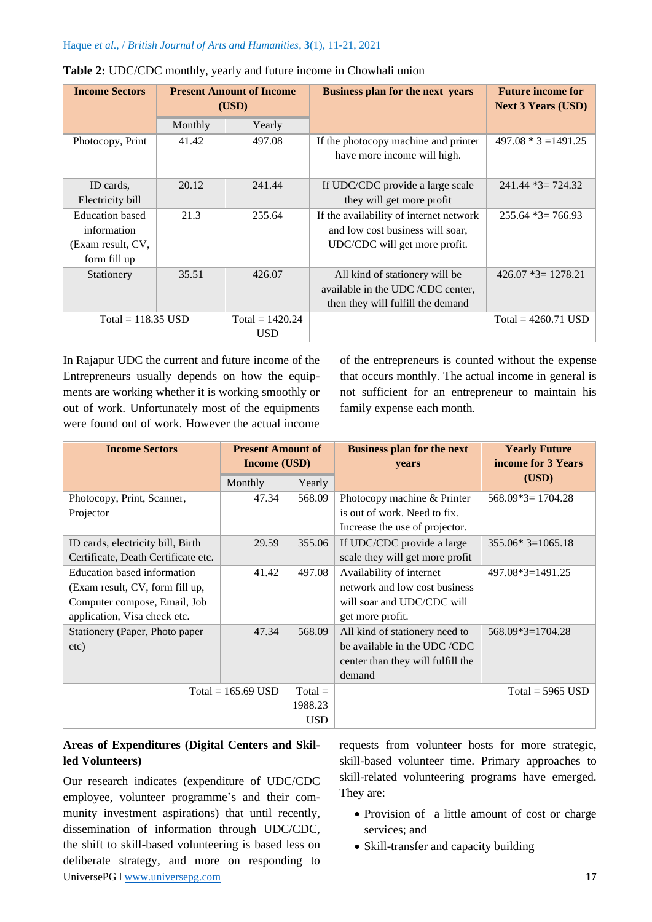**Table 2:** UDC/CDC monthly, yearly and future income in Chowhali union

| Income Sectors | Present Amount of Income (USD) | | Business plan for the next years | Future income for Next 3 Years (USD) |
|---|---|---|---|---|
| | Monthly | Yearly | | |
| Photocopy, Print | 41.42 | 497.08 | If the photocopy machine and printer have more income will high. | 497.08 * 3 =1491.25 |
| ID cards, Electricity bill | 20.12 | 241.44 | If UDC/CDC provide a large scale they will get more profit | 241.44 *3= 724.32 |
| Education based information (Exam result, CV, form fill up | 21.3 | 255.64 | If the availability of internet network and low cost business will soar, UDC/CDC will get more profit. | 255.64 *3= 766.93 |
| Stationery | 35.51 | 426.07 | All kind of stationery will be available in the UDC /CDC center, then they will fulfill the demand | 426.07 *3= 1278.21 |
| Total = 118.35 USD | | Total = 1420.24 USD | | Total = 4260.71 USD |

In Rajapur UDC the current and future income of the Entrepreneurs usually depends on how the equipments are working whether it is working smoothly or out of work. Unfortunately most of the equipments were found out of work. However the actual income of the entrepreneurs is counted without the expense that occurs monthly. The actual income in general is not sufficient for an entrepreneur to maintain his family expense each month.

| Income Sectors | Present Amount of Income (USD) | | Business plan for the next years | Yearly Future income for 3 Years (USD) |
|---|---|---|---|---|
| | Monthly | Yearly | | |
| Photocopy, Print, Scanner, Projector | 47.34 | 568.09 | Photocopy machine & Printer is out of work. Need to fix. Increase the use of projector. | 568.09*3= 1704.28 |
| ID cards, electricity bill, Birth Certificate, Death Certificate etc. | 29.59 | 355.06 | If UDC/CDC provide a large scale they will get more profit | 355.06* 3=1065.18 |
| Education based information (Exam result, CV, form fill up, Computer compose, Email, Job application, Visa check etc. | 41.42 | 497.08 | Availability of internet network and low cost business will soar and UDC/CDC will get more profit. | 497.08*3=1491.25 |
| Stationery (Paper, Photo paper etc) | 47.34 | 568.09 | All kind of stationery need to be available in the UDC /CDC center than they will fulfill the demand | 568.09*3=1704.28 |
| Total = 165.69 USD | | Total = 1988.23 USD | | Total = 5965 USD |

**Areas of Expenditures (Digital Centers and Skilled Volunteers)**

Our research indicates (expenditure of UDC/CDC employee, volunteer programme's and their community investment aspirations) that until recently, dissemination of information through UDC/CDC, the shift to skill-based volunteering is based less on deliberate strategy, and more on responding to requests from volunteer hosts for more strategic, skill-based volunteer time. Primary approaches to skill-related volunteering programs have emerged. They are:

- Provision of a little amount of cost or charge services; and
- Skill-transfer and capacity building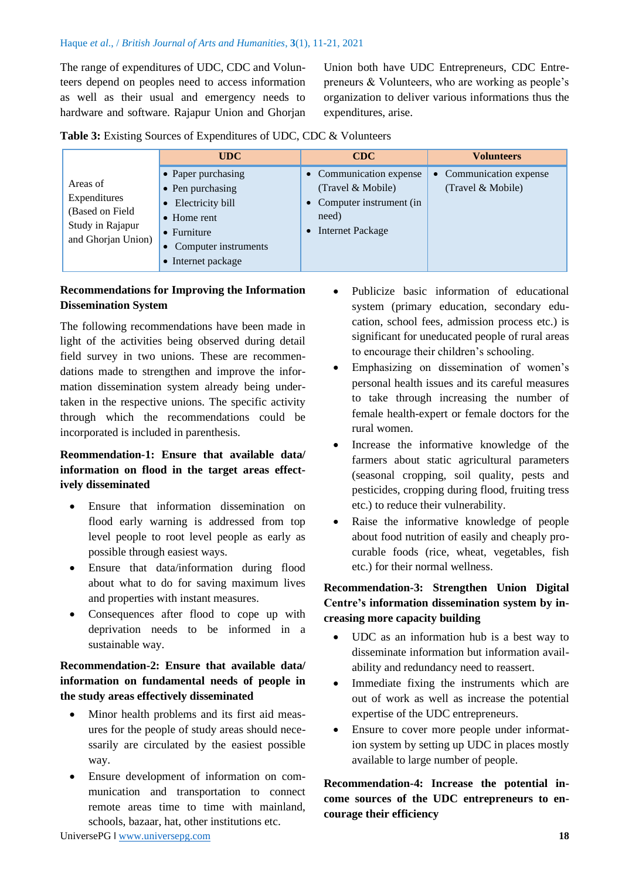The range of expenditures of UDC, CDC and Volunteers depend on peoples need to access information as well as their usual and emergency needs to hardware and software. Rajapur Union and Ghorjan Union both have UDC Entrepreneurs, CDC Entrepreneurs & Volunteers, who are working as people's organization to deliver various informations thus the expenditures, arise.

**Table 3:** Existing Sources of Expenditures of UDC, CDC & Volunteers

| | UDC | CDC | Volunteers |
|---|---|---|---|
| Areas of Expenditures (Based on Field Study in Rajapur and Ghorjan Union) | • Paper purchasing<br>• Pen purchasing<br>• Electricity bill<br>• Home rent<br>• Furniture<br>• Computer instruments<br>• Internet package | • Communication expense (Travel & Mobile)<br>• Computer instrument (in need)<br>• Internet Package | • Communication expense (Travel & Mobile) |

**Recommendations for Improving the Information Dissemination System**

The following recommendations have been made in light of the activities being observed during detail field survey in two unions. These are recommendations made to strengthen and improve the information dissemination system already being undertaken in the respective unions. The specific activity through which the recommendations could be incorporated is included in parenthesis.

**Reommendation-1: Ensure that available data/ information on flood in the target areas effectively disseminated**

- Ensure that information dissemination on flood early warning is addressed from top level people to root level people as early as possible through easiest ways.
- Ensure that data/information during flood about what to do for saving maximum lives and properties with instant measures.
- Consequences after flood to cope up with deprivation needs to be informed in a sustainable way.

**Recommendation-2: Ensure that available data/ information on fundamental needs of people in the study areas effectively disseminated**

- Minor health problems and its first aid measures for the people of study areas should necessarly are circulated by the easiest possible way.
- Ensure development of information on communication and transportation to connect remote areas time to time with mainland, schools, bazaar, hat, other institutions etc.
- Publicize basic information of educational system (primary education, secondary education, school fees, admission process etc.) is significant for uneducated people of rural areas to encourage their children's schooling.
- Emphasizing on dissemination of women's personal health issues and its careful measures to take through increasing the number of female health-expert or female doctors for the rural women.
- Increase the informative knowledge of the farmers about static agricultural parameters (seasonal cropping, soil quality, pests and pesticides, cropping during flood, fruiting tress etc.) to reduce their vulnerability.
- Raise the informative knowledge of people about food nutrition of easily and cheaply procurable foods (rice, wheat, vegetables, fish etc.) for their normal wellness.

**Recommendation-3: Strengthen Union Digital Centre's information dissemination system by increasing more capacity building**

- UDC as an information hub is a best way to disseminate information but information availability and redundancy need to reassert.
- Immediate fixing the instruments which are out of work as well as increase the potential expertise of the UDC entrepreneurs.
- Ensure to cover more people under information system by setting up UDC in places mostly available to large number of people.

**Recommendation-4: Increase the potential income sources of the UDC entrepreneurs to encourage their efficiency**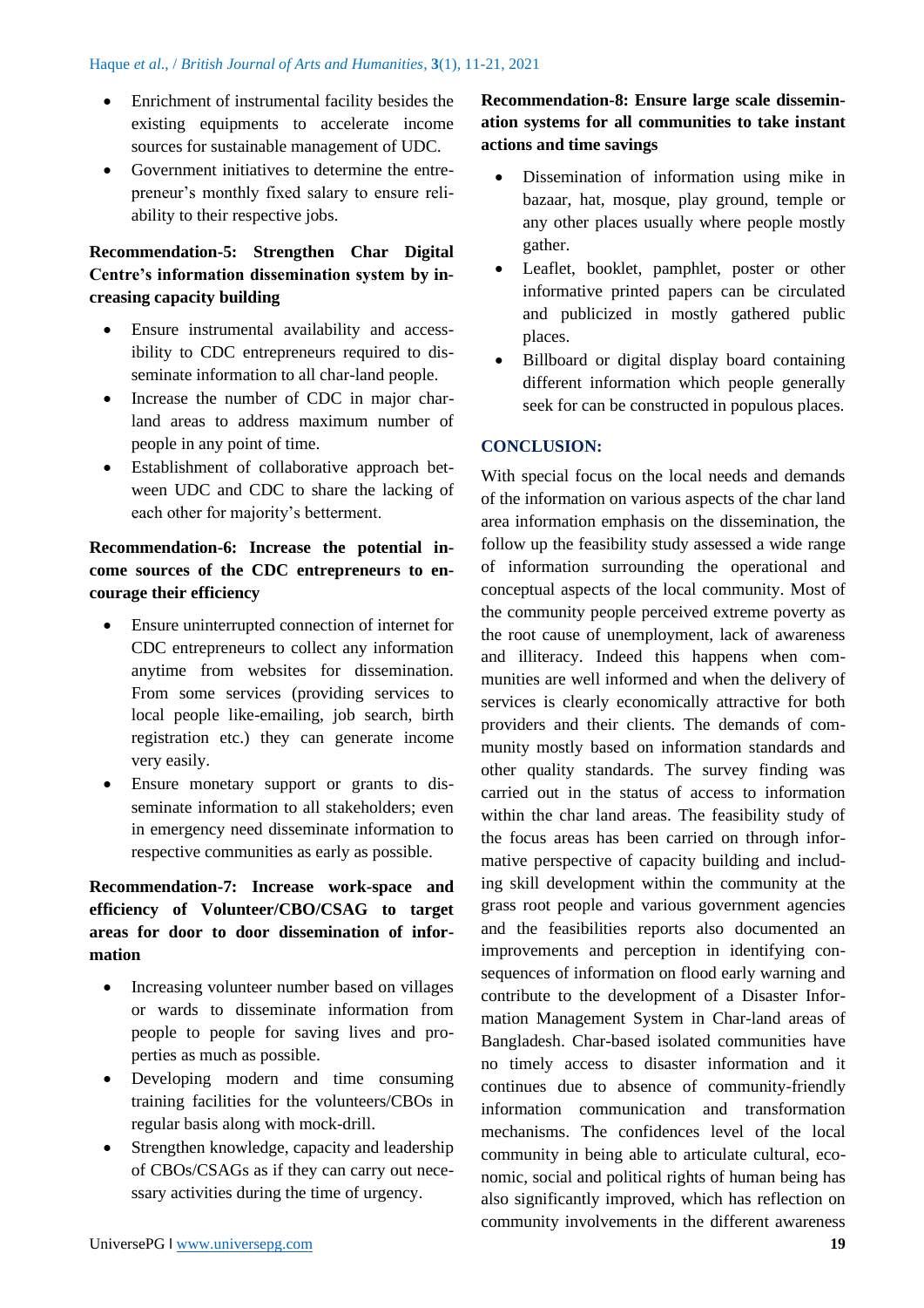- Enrichment of instrumental facility besides the existing equipments to accelerate income sources for sustainable management of UDC.
- Government initiatives to determine the entrepreneur's monthly fixed salary to ensure reliability to their respective jobs.

**Recommendation-5: Strengthen Char Digital Centre's information dissemination system by increasing capacity building**

- Ensure instrumental availability and accessibility to CDC entrepreneurs required to disseminate information to all char-land people.
- Increase the number of CDC in major char-land areas to address maximum number of people in any point of time.
- Establishment of collaborative approach between UDC and CDC to share the lacking of each other for majority's betterment.

**Recommendation-6: Increase the potential income sources of the CDC entrepreneurs to encourage their efficiency**

- Ensure uninterrupted connection of internet for CDC entrepreneurs to collect any information anytime from websites for dissemination. From some services (providing services to local people like-emailing, job search, birth registration etc.) they can generate income very easily.
- Ensure monetary support or grants to disseminate information to all stakeholders; even in emergency need disseminate information to respective communities as early as possible.

**Recommendation-7: Increase work-space and efficiency of Volunteer/CBO/CSAG to target areas for door to door dissemination of information**

- Increasing volunteer number based on villages or wards to disseminate information from people to people for saving lives and properties as much as possible.
- Developing modern and time consuming training facilities for the volunteers/CBOs in regular basis along with mock-drill.
- Strengthen knowledge, capacity and leadership of CBOs/CSAGs as if they can carry out necessary activities during the time of urgency.

**Recommendation-8: Ensure large scale dissemination systems for all communities to take instant actions and time savings**

- Dissemination of information using mike in bazaar, hat, mosque, play ground, temple or any other places usually where people mostly gather.
- Leaflet, booklet, pamphlet, poster or other informative printed papers can be circulated and publicized in mostly gathered public places.
- Billboard or digital display board containing different information which people generally seek for can be constructed in populous places.

## CONCLUSION:

With special focus on the local needs and demands of the information on various aspects of the char land area information emphasis on the dissemination, the follow up the feasibility study assessed a wide range of information surrounding the operational and conceptual aspects of the local community. Most of the community people perceived extreme poverty as the root cause of unemployment, lack of awareness and illiteracy. Indeed this happens when communities are well informed and when the delivery of services is clearly economically attractive for both providers and their clients. The demands of community mostly based on information standards and other quality standards. The survey finding was carried out in the status of access to information within the char land areas. The feasibility study of the focus areas has been carried on through informative perspective of capacity building and including skill development within the community at the grass root people and various government agencies and the feasibilities reports also documented an improvements and perception in identifying consequences of information on flood early warning and contribute to the development of a Disaster Information Management System in Char-land areas of Bangladesh. Char-based isolated communities have no timely access to disaster information and it continues due to absence of community-friendly information communication and transformation mechanisms. The confidences level of the local community in being able to articulate cultural, economic, social and political rights of human being has also significantly improved, which has reflection on community involvements in the different awareness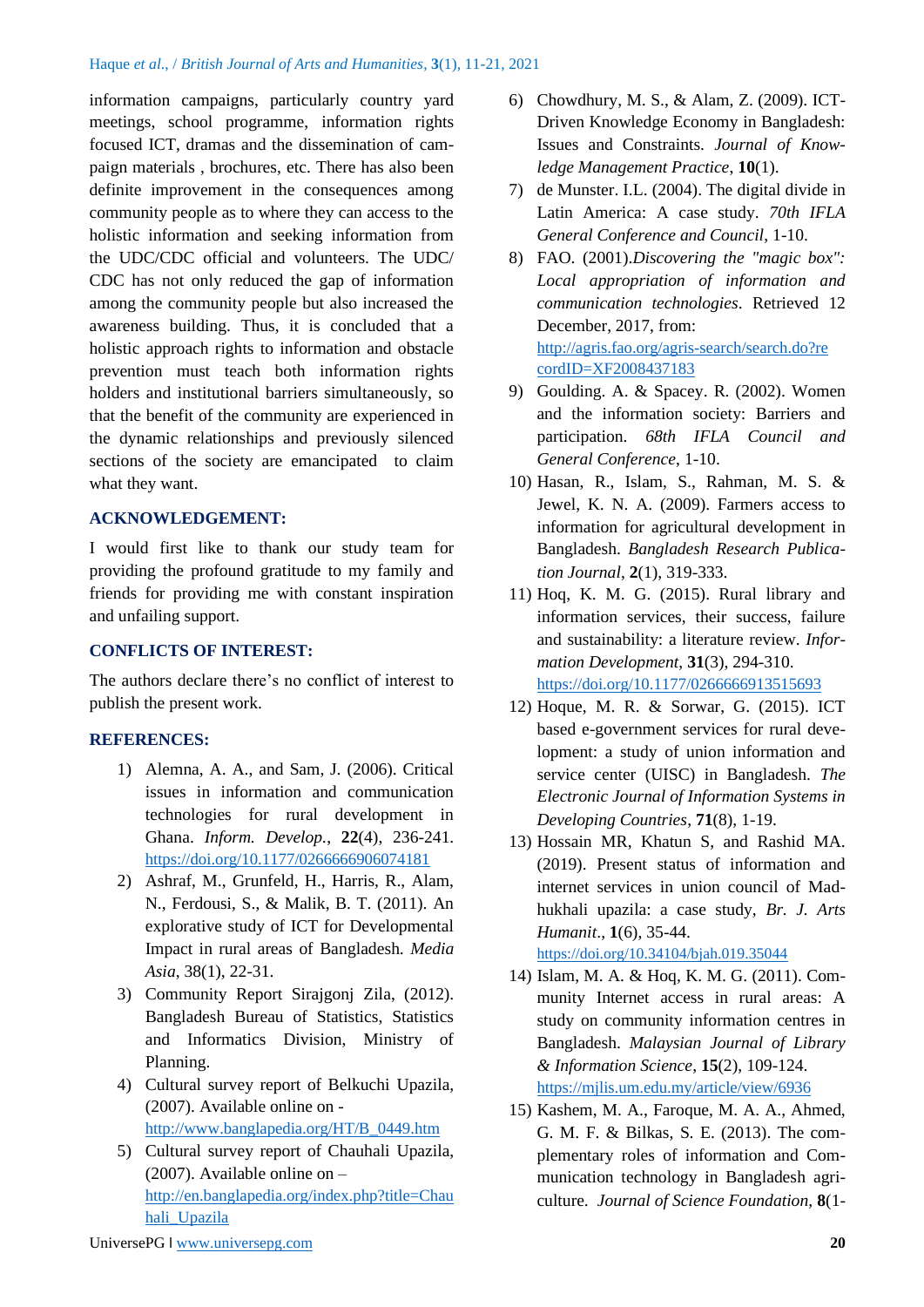information campaigns, particularly country yard meetings, school programme, information rights focused ICT, dramas and the dissemination of campaign materials , brochures, etc. There has also been definite improvement in the consequences among community people as to where they can access to the holistic information and seeking information from the UDC/CDC official and volunteers. The UDC/ CDC has not only reduced the gap of information among the community people but also increased the awareness building. Thus, it is concluded that a holistic approach rights to information and obstacle prevention must teach both information rights holders and institutional barriers simultaneously, so that the benefit of the community are experienced in the dynamic relationships and previously silenced sections of the society are emancipated to claim what they want.

## ACKNOWLEDGEMENT:

I would first like to thank our study team for providing the profound gratitude to my family and friends for providing me with constant inspiration and unfailing support.

## CONFLICTS OF INTEREST:

The authors declare there's no conflict of interest to publish the present work.

## REFERENCES:

1) Alemna, A. A., and Sam, J. (2006). Critical issues in information and communication technologies for rural development in Ghana. *Inform. Develop.*, **22**(4), 236-241. https://doi.org/10.1177/0266666906074181
2) Ashraf, M., Grunfeld, H., Harris, R., Alam, N., Ferdousi, S., & Malik, B. T. (2011). An explorative study of ICT for Developmental Impact in rural areas of Bangladesh. *Media Asia*, 38(1), 22-31.
3) Community Report Sirajgonj Zila, (2012). Bangladesh Bureau of Statistics, Statistics and Informatics Division, Ministry of Planning.
4) Cultural survey report of Belkuchi Upazila, (2007). Available online on - http://www.banglapedia.org/HT/B_0449.htm
5) Cultural survey report of Chauhali Upazila, (2007). Available online on – http://en.banglapedia.org/index.php?title=Chauhali_Upazila
6) Chowdhury, M. S., & Alam, Z. (2009). ICT-Driven Knowledge Economy in Bangladesh: Issues and Constraints. *Journal of Knowledge Management Practice*, **10**(1).
7) de Munster. I.L. (2004). The digital divide in Latin America: A case study. *70th IFLA General Conference and Council*, 1-10.
8) FAO. (2001).*Discovering the "magic box": Local appropriation of information and communication technologies*. Retrieved 12 December, 2017, from: http://agris.fao.org/agris-search/search.do?recordID=XF2008437183
9) Goulding. A. & Spacey. R. (2002). Women and the information society: Barriers and participation. *68th IFLA Council and General Conference*, 1-10.
10) Hasan, R., Islam, S., Rahman, M. S. & Jewel, K. N. A. (2009). Farmers access to information for agricultural development in Bangladesh. *Bangladesh Research Publication Journal*, **2**(1), 319-333.
11) Hoq, K. M. G. (2015). Rural library and information services, their success, failure and sustainability: a literature review. *Information Development*, **31**(3), 294-310. https://doi.org/10.1177/0266666913515693
12) Hoque, M. R. & Sorwar, G. (2015). ICT based e-government services for rural development: a study of union information and service center (UISC) in Bangladesh. *The Electronic Journal of Information Systems in Developing Countries*, **71**(8), 1-19.
13) Hossain MR, Khatun S, and Rashid MA. (2019). Present status of information and internet services in union council of Madhukhali upazila: a case study, *Br. J. Arts Humanit*., **1**(6), 35-44. https://doi.org/10.34104/bjah.019.35044
14) Islam, M. A. & Hoq, K. M. G. (2011). Community Internet access in rural areas: A study on community information centres in Bangladesh. *Malaysian Journal of Library & Information Science*, **15**(2), 109-124. https://mjlis.um.edu.my/article/view/6936
15) Kashem, M. A., Faroque, M. A. A., Ahmed, G. M. F. & Bilkas, S. E. (2013). The complementary roles of information and Communication technology in Bangladesh agriculture. *Journal of Science Foundation*, **8**(1-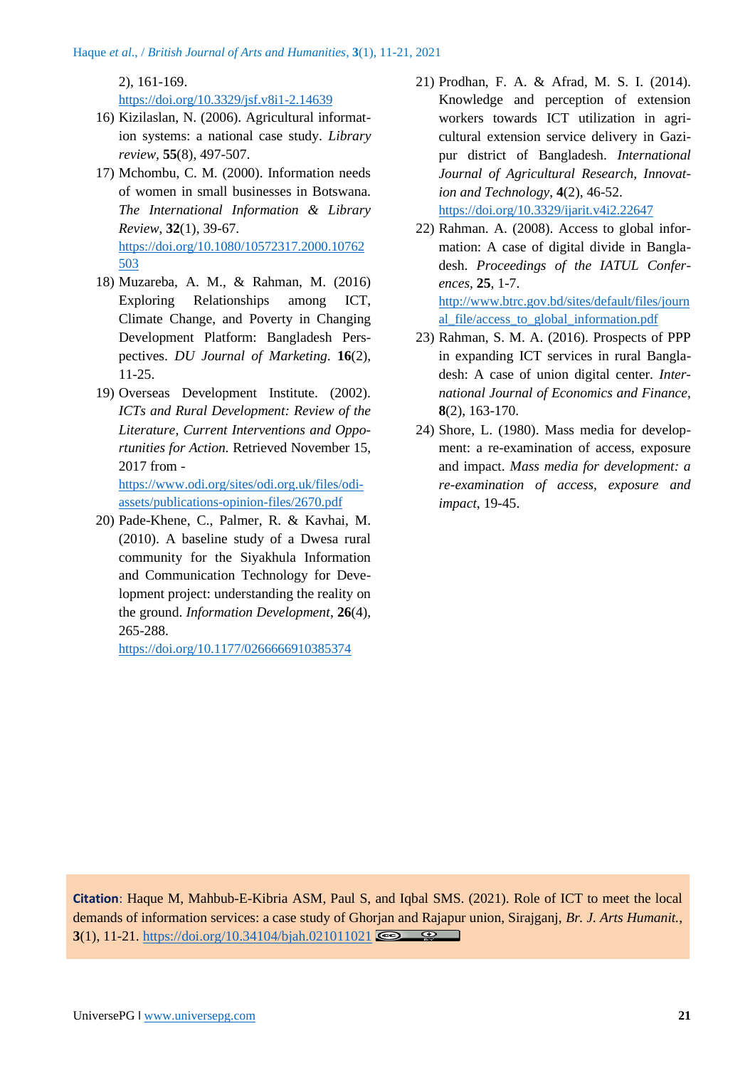2), 161-169. https://doi.org/10.3329/jsf.v8i1-2.14639

16) Kizilaslan, N. (2006). Agricultural information systems: a national case study. *Library review*, **55**(8), 497-507.
17) Mchombu, C. M. (2000). Information needs of women in small businesses in Botswana. *The International Information & Library Review*, **32**(1), 39-67. https://doi.org/10.1080/10572317.2000.10762503
18) Muzareba, A. M., & Rahman, M. (2016) Exploring Relationships among ICT, Climate Change, and Poverty in Changing Development Platform: Bangladesh Perspectives. *DU Journal of Marketing*. **16**(2), 11-25.
19) Overseas Development Institute. (2002). *ICTs and Rural Development: Review of the Literature, Current Interventions and Opportunities for Action.* Retrieved November 15, 2017 from - https://www.odi.org/sites/odi.org.uk/files/odi-assets/publications-opinion-files/2670.pdf
20) Pade-Khene, C., Palmer, R. & Kavhai, M. (2010). A baseline study of a Dwesa rural community for the Siyakhula Information and Communication Technology for Development project: understanding the reality on the ground. *Information Development*, **26**(4), 265-288. https://doi.org/10.1177/0266666910385374
21) Prodhan, F. A. & Afrad, M. S. I. (2014). Knowledge and perception of extension workers towards ICT utilization in agricultural extension service delivery in Gazipur district of Bangladesh. *International Journal of Agricultural Research, Innovation and Technology*, **4**(2), 46-52. https://doi.org/10.3329/ijarit.v4i2.22647
22) Rahman. A. (2008). Access to global information: A case of digital divide in Bangladesh. *Proceedings of the IATUL Conferences*, **25**, 1-7. http://www.btrc.gov.bd/sites/default/files/journal_file/access_to_global_information.pdf
23) Rahman, S. M. A. (2016). Prospects of PPP in expanding ICT services in rural Bangladesh: A case of union digital center. *International Journal of Economics and Finance*, **8**(2), 163-170.
24) Shore, L. (1980). Mass media for development: a re-examination of access, exposure and impact. *Mass media for development: a re-examination of access, exposure and impact*, 19-45.

**Citation**: Haque M, Mahbub-E-Kibria ASM, Paul S, and Iqbal SMS. (2021). Role of ICT to meet the local demands of information services: a case study of Ghorjan and Rajapur union, Sirajganj, *Br. J. Arts Humanit.*, **3**(1), 11-21. https://doi.org/10.34104/bjah.021011021